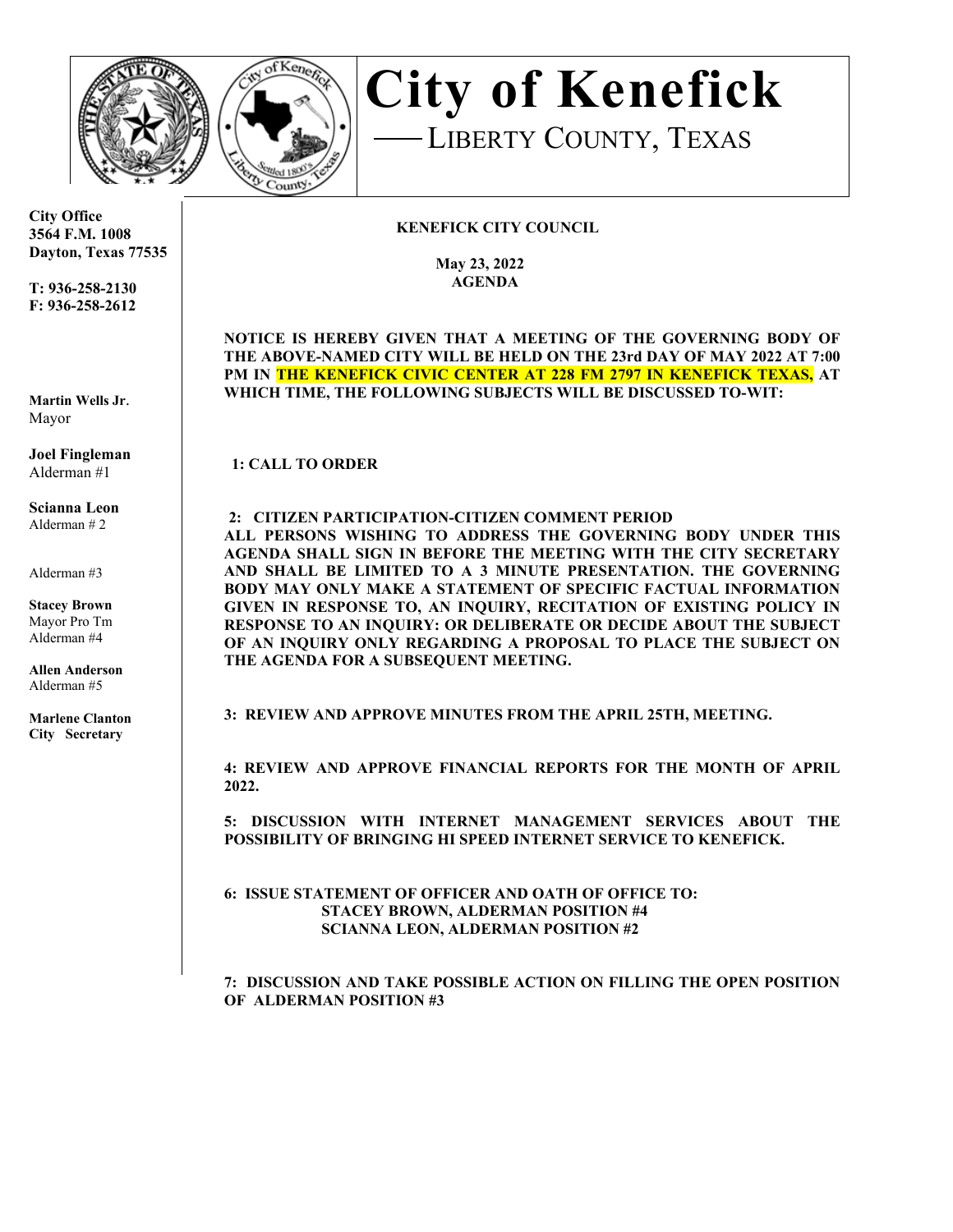# City of Kenefick

## LIBERTY COUNTY, TEXAS

**City Office**
**3564 F.M. 1008**
**Dayton, Texas 77535**

**T: 936-258-2130**
**F: 936-258-2612**

**Martin Wells Jr**.
Mayor

**Joel Fingleman**
Alderman #1

**Scianna Leon**
Alderman # 2

Alderman #3

**Stacey Brown**
Mayor Pro Tm
Alderman #4

**Allen Anderson**
Alderman #5

**Marlene Clanton**
**City Secretary**

**KENEFICK CITY COUNCIL**

**May 23, 2022**
**AGENDA**

**NOTICE IS HEREBY GIVEN THAT A MEETING OF THE GOVERNING BODY OF THE ABOVE-NAMED CITY WILL BE HELD ON THE 23rd DAY OF MAY 2022 AT 7:00 PM IN THE KENEFICK CIVIC CENTER AT 228 FM 2797 IN KENEFICK TEXAS, AT WHICH TIME, THE FOLLOWING SUBJECTS WILL BE DISCUSSED TO-WIT:**

**1: CALL TO ORDER**

**2: CITIZEN PARTICIPATION-CITIZEN COMMENT PERIOD**
**ALL PERSONS WISHING TO ADDRESS THE GOVERNING BODY UNDER THIS AGENDA SHALL SIGN IN BEFORE THE MEETING WITH THE CITY SECRETARY AND SHALL BE LIMITED TO A 3 MINUTE PRESENTATION. THE GOVERNING BODY MAY ONLY MAKE A STATEMENT OF SPECIFIC FACTUAL INFORMATION GIVEN IN RESPONSE TO, AN INQUIRY, RECITATION OF EXISTING POLICY IN RESPONSE TO AN INQUIRY: OR DELIBERATE OR DECIDE ABOUT THE SUBJECT OF AN INQUIRY ONLY REGARDING A PROPOSAL TO PLACE THE SUBJECT ON THE AGENDA FOR A SUBSEQUENT MEETING.**

**3: REVIEW AND APPROVE MINUTES FROM THE APRIL 25TH, MEETING.**

**4: REVIEW AND APPROVE FINANCIAL REPORTS FOR THE MONTH OF APRIL 2022.**

**5: DISCUSSION WITH INTERNET MANAGEMENT SERVICES ABOUT THE POSSIBILITY OF BRINGING HI SPEED INTERNET SERVICE TO KENEFICK.**

**6: ISSUE STATEMENT OF OFFICER AND OATH OF OFFICE TO:**
**STACEY BROWN, ALDERMAN POSITION #4**
**SCIANNA LEON, ALDERMAN POSITION #2**

**7: DISCUSSION AND TAKE POSSIBLE ACTION ON FILLING THE OPEN POSITION OF ALDERMAN POSITION #3**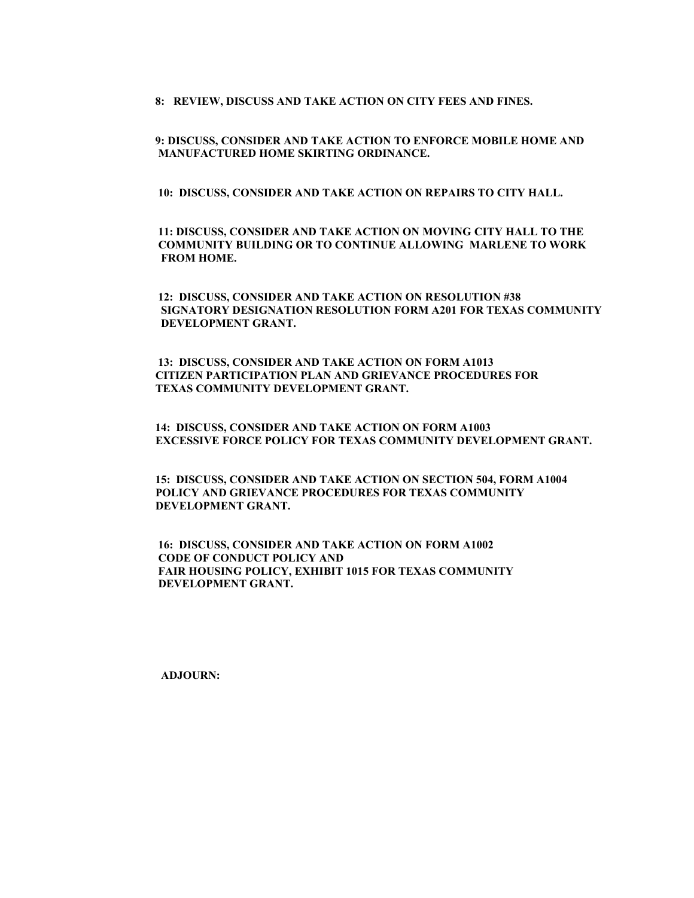**8: REVIEW, DISCUSS AND TAKE ACTION ON CITY FEES AND FINES.**

**9: DISCUSS, CONSIDER AND TAKE ACTION TO ENFORCE MOBILE HOME AND MANUFACTURED HOME SKIRTING ORDINANCE.**

**10: DISCUSS, CONSIDER AND TAKE ACTION ON REPAIRS TO CITY HALL.**

**11: DISCUSS, CONSIDER AND TAKE ACTION ON MOVING CITY HALL TO THE COMMUNITY BUILDING OR TO CONTINUE ALLOWING MARLENE TO WORK FROM HOME.**

**12: DISCUSS, CONSIDER AND TAKE ACTION ON RESOLUTION #38 SIGNATORY DESIGNATION RESOLUTION FORM A201 FOR TEXAS COMMUNITY DEVELOPMENT GRANT.**

**13: DISCUSS, CONSIDER AND TAKE ACTION ON FORM A1013 CITIZEN PARTICIPATION PLAN AND GRIEVANCE PROCEDURES FOR TEXAS COMMUNITY DEVELOPMENT GRANT.**

**14: DISCUSS, CONSIDER AND TAKE ACTION ON FORM A1003 EXCESSIVE FORCE POLICY FOR TEXAS COMMUNITY DEVELOPMENT GRANT.**

**15: DISCUSS, CONSIDER AND TAKE ACTION ON SECTION 504, FORM A1004 POLICY AND GRIEVANCE PROCEDURES FOR TEXAS COMMUNITY DEVELOPMENT GRANT.**

**16: DISCUSS, CONSIDER AND TAKE ACTION ON FORM A1002 CODE OF CONDUCT POLICY AND FAIR HOUSING POLICY, EXHIBIT 1015 FOR TEXAS COMMUNITY DEVELOPMENT GRANT.**

**ADJOURN:**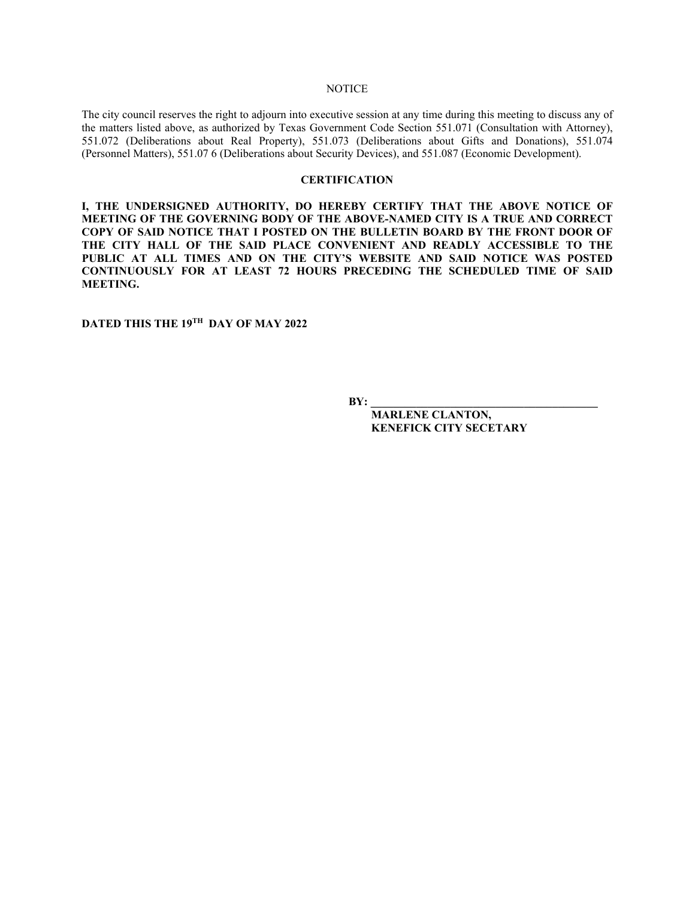NOTICE

The city council reserves the right to adjourn into executive session at any time during this meeting to discuss any of the matters listed above, as authorized by Texas Government Code Section 551.071 (Consultation with Attorney), 551.072 (Deliberations about Real Property), 551.073 (Deliberations about Gifts and Donations), 551.074 (Personnel Matters), 551.07 6 (Deliberations about Security Devices), and 551.087 (Economic Development).

**CERTIFICATION**

**I, THE UNDERSIGNED AUTHORITY, DO HEREBY CERTIFY THAT THE ABOVE NOTICE OF MEETING OF THE GOVERNING BODY OF THE ABOVE-NAMED CITY IS A TRUE AND CORRECT COPY OF SAID NOTICE THAT I POSTED ON THE BULLETIN BOARD BY THE FRONT DOOR OF THE CITY HALL OF THE SAID PLACE CONVENIENT AND READLY ACCESSIBLE TO THE PUBLIC AT ALL TIMES AND ON THE CITY'S WEBSITE AND SAID NOTICE WAS POSTED CONTINUOUSLY FOR AT LEAST 72 HOURS PRECEDING THE SCHEDULED TIME OF SAID MEETING.**

**DATED THIS THE 19TH DAY OF MAY 2022**

**BY: ________________________________________**

**MARLENE CLANTON,**
**KENEFICK CITY SECETARY**